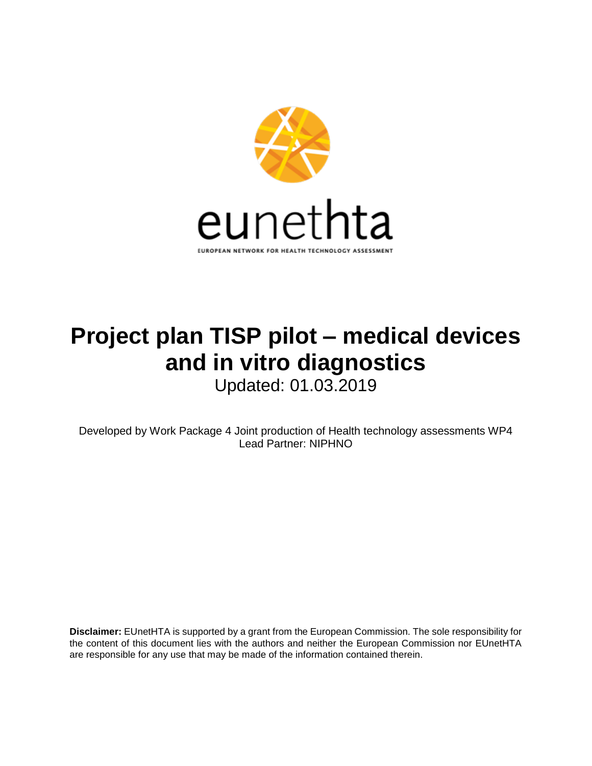eunethta

EUROPEAN NETWORK FOR HEALTH TECHNOLOGY ASSESSMENT

# Project plan TISP pilot – medical devices and in vitro diagnostics

Updated: 01.03.2019

Developed by Work Package 4 Joint production of Health technology assessments WP4
Lead Partner: NIPHNO

**Disclaimer:** EUnetHTA is supported by a grant from the European Commission. The sole responsibility for the content of this document lies with the authors and neither the European Commission nor EUnetHTA are responsible for any use that may be made of the information contained therein.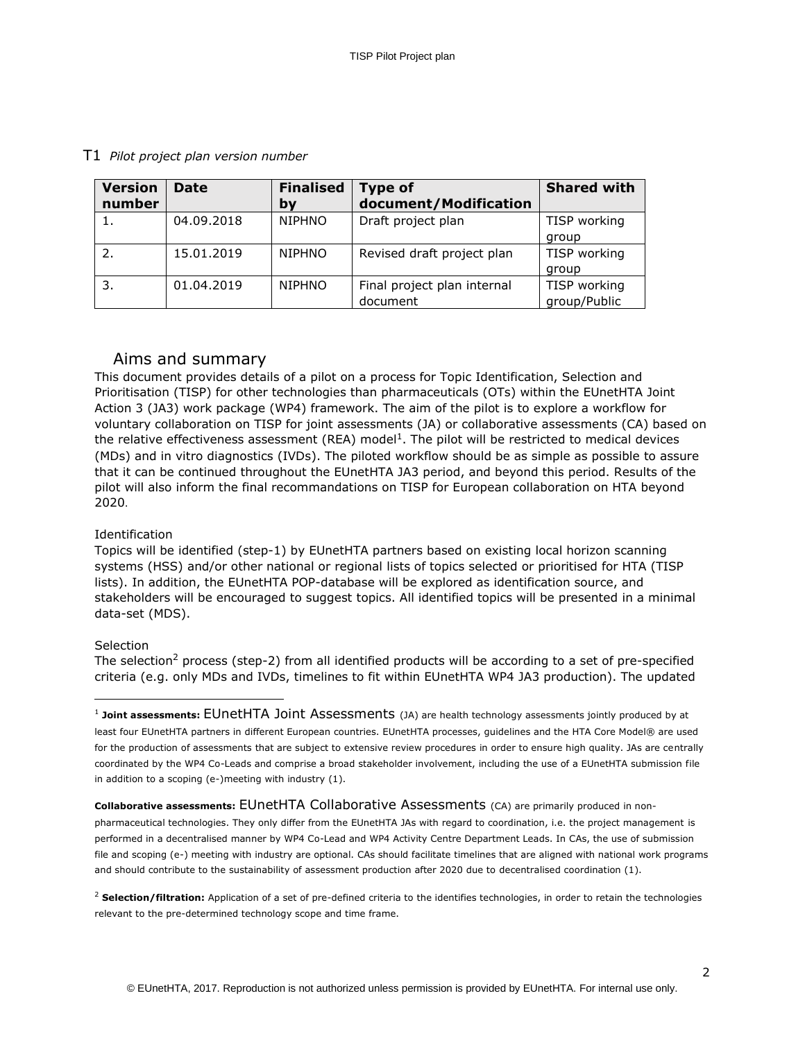T1 *Pilot project plan version number*

| Version number | Date | Finalised by | Type of document/Modification | Shared with |
|---|---|---|---|---|
| 1. | 04.09.2018 | NIPHNO | Draft project plan | TISP working group |
| 2. | 15.01.2019 | NIPHNO | Revised draft project plan | TISP working group |
| 3. | 01.04.2019 | NIPHNO | Final project plan internal document | TISP working group/Public |

## Aims and summary

This document provides details of a pilot on a process for Topic Identification, Selection and Prioritisation (TISP) for other technologies than pharmaceuticals (OTs) within the EUnetHTA Joint Action 3 (JA3) work package (WP4) framework. The aim of the pilot is to explore a workflow for voluntary collaboration on TISP for joint assessments (JA) or collaborative assessments (CA) based on the relative effectiveness assessment (REA) model[1]. The pilot will be restricted to medical devices (MDs) and in vitro diagnostics (IVDs). The piloted workflow should be as simple as possible to assure that it can be continued throughout the EUnetHTA JA3 period, and beyond this period. Results of the pilot will also inform the final recommandations on TISP for European collaboration on HTA beyond 2020.

Identification

Topics will be identified (step-1) by EUnetHTA partners based on existing local horizon scanning systems (HSS) and/or other national or regional lists of topics selected or prioritised for HTA (TISP lists). In addition, the EUnetHTA POP-database will be explored as identification source, and stakeholders will be encouraged to suggest topics. All identified topics will be presented in a minimal data-set (MDS).

Selection

The selection[2] process (step-2) from all identified products will be according to a set of pre-specified criteria (e.g. only MDs and IVDs, timelines to fit within EUnetHTA WP4 JA3 production). The updated

[1] **Joint assessments:** EUnetHTA Joint Assessments (JA) are health technology assessments jointly produced by at least four EUnetHTA partners in different European countries. EUnetHTA processes, guidelines and the HTA Core Model® are used for the production of assessments that are subject to extensive review procedures in order to ensure high quality. JAs are centrally coordinated by the WP4 Co-Leads and comprise a broad stakeholder involvement, including the use of a EUnetHTA submission file in addition to a scoping (e-)meeting with industry (1).

**Collaborative assessments:** EUnetHTA Collaborative Assessments (CA) are primarily produced in non-pharmaceutical technologies. They only differ from the EUnetHTA JAs with regard to coordination, i.e. the project management is performed in a decentralised manner by WP4 Co-Lead and WP4 Activity Centre Department Leads. In CAs, the use of submission file and scoping (e-) meeting with industry are optional. CAs should facilitate timelines that are aligned with national work programs and should contribute to the sustainability of assessment production after 2020 due to decentralised coordination (1).

[2] **Selection/filtration:** Application of a set of pre-defined criteria to the identifies technologies, in order to retain the technologies relevant to the pre-determined technology scope and time frame.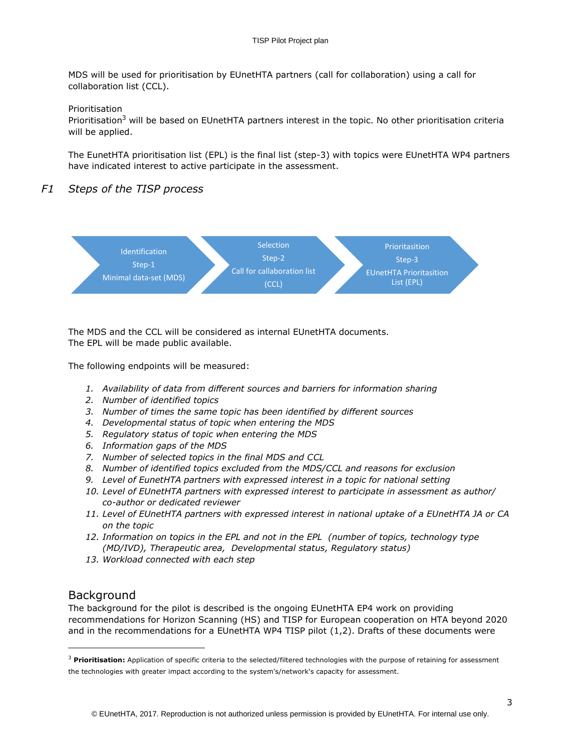MDS will be used for prioritisation by EUnetHTA partners (call for collaboration) using a call for collaboration list (CCL).

Prioritisation

Prioritisation[3] will be based on EUnetHTA partners interest in the topic. No other prioritisation criteria will be applied.

The EunetHTA prioritisation list (EPL) is the final list (step-3) with topics were EUnetHTA WP4 partners have indicated interest to active participate in the assessment.

## *F1 Steps of the TISP process*

Identification
Step-1
Minimal data-set (MDS)

Selection
Step-2
Call for callaboration list
(CCL)

Prioritasition
Step-3
EUnetHTA Prioritasition List (EPL)

The MDS and the CCL will be considered as internal EUnetHTA documents.
The EPL will be made public available.

The following endpoints will be measured:

1. *Availability of data from different sources and barriers for information sharing*
2. *Number of identified topics*
3. *Number of times the same topic has been identified by different sources*
4. *Developmental status of topic when entering the MDS*
5. *Regulatory status of topic when entering the MDS*
6. *Information gaps of the MDS*
7. *Number of selected topics in the final MDS and CCL*
8. *Number of identified topics excluded from the MDS/CCL and reasons for exclusion*
9. *Level of EunetHTA partners with expressed interest in a topic for national setting*
10. *Level of EUnetHTA partners with expressed interest to participate in assessment as author/ co-author or dedicated reviewer*
11. *Level of EUnetHTA partners with expressed interest in national uptake of a EUnetHTA JA or CA on the topic*
12. *Information on topics in the EPL and not in the EPL (number of topics, technology type (MD/IVD), Therapeutic area, Developmental status, Regulatory status)*
13. *Workload connected with each step*

## Background

The background for the pilot is described is the ongoing EUnetHTA EP4 work on providing recommendations for Horizon Scanning (HS) and TISP for European cooperation on HTA beyond 2020 and in the recommendations for a EUnetHTA WP4 TISP pilot (1,2). Drafts of these documents were

[3] **Prioritisation:** Application of specific criteria to the selected/filtered technologies with the purpose of retaining for assessment the technologies with greater impact according to the system's/network's capacity for assessment.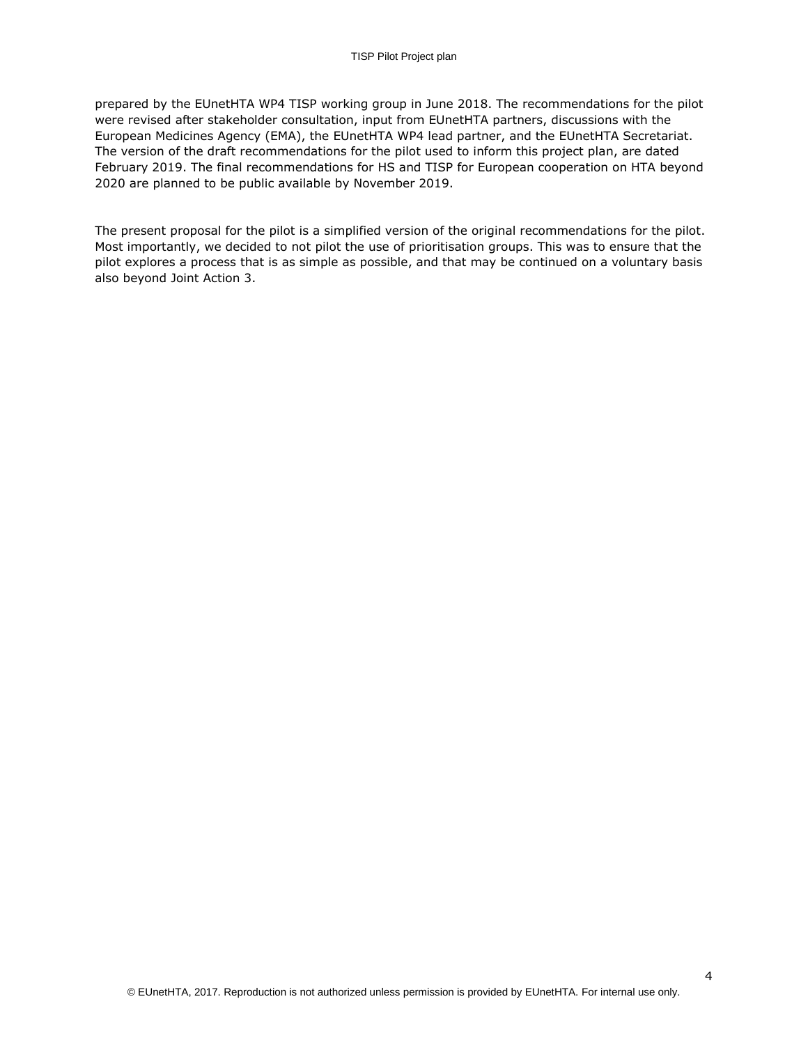prepared by the EUnetHTA WP4 TISP working group in June 2018. The recommendations for the pilot were revised after stakeholder consultation, input from EUnetHTA partners, discussions with the European Medicines Agency (EMA), the EUnetHTA WP4 lead partner, and the EUnetHTA Secretariat. The version of the draft recommendations for the pilot used to inform this project plan, are dated February 2019. The final recommendations for HS and TISP for European cooperation on HTA beyond 2020 are planned to be public available by November 2019.

The present proposal for the pilot is a simplified version of the original recommendations for the pilot. Most importantly, we decided to not pilot the use of prioritisation groups. This was to ensure that the pilot explores a process that is as simple as possible, and that may be continued on a voluntary basis also beyond Joint Action 3.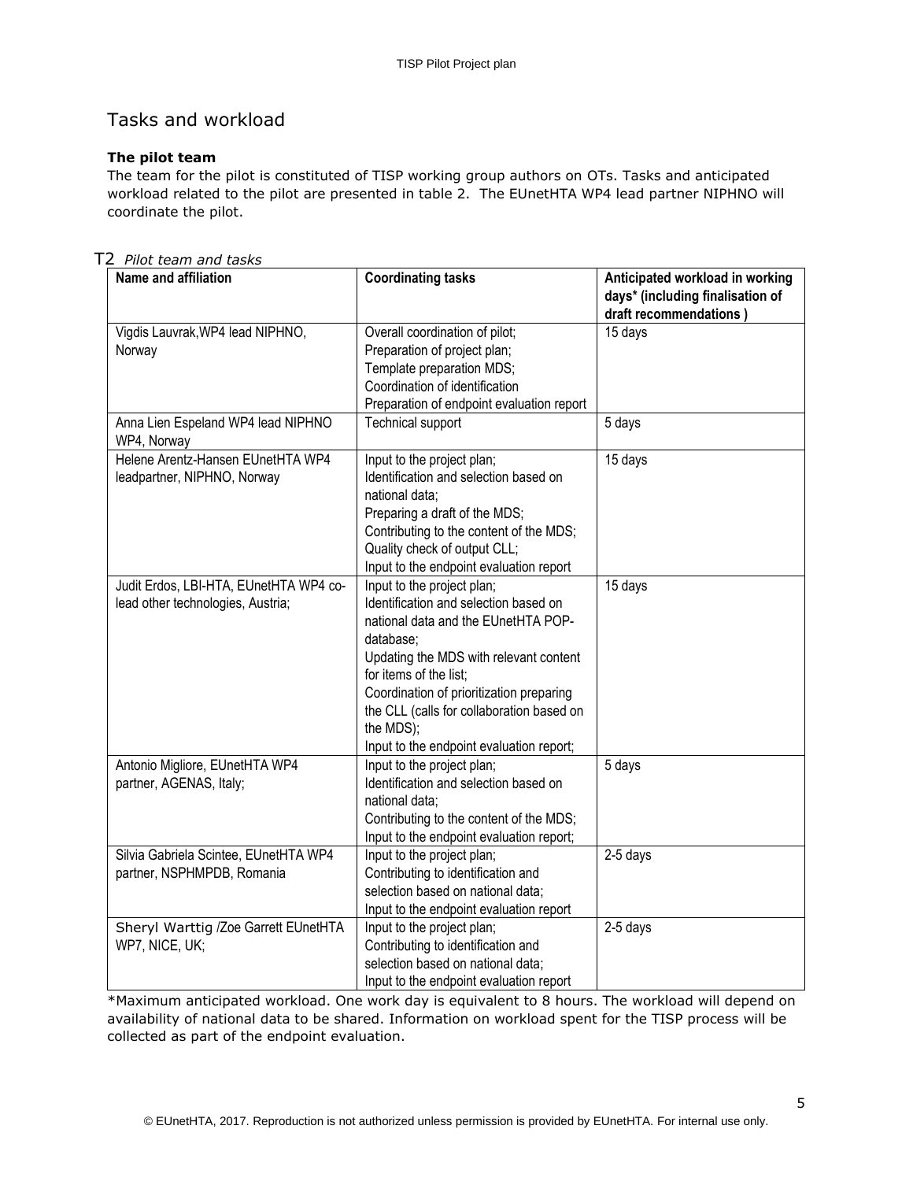## Tasks and workload

**The pilot team**

The team for the pilot is constituted of TISP working group authors on OTs. Tasks and anticipated workload related to the pilot are presented in table 2. The EUnetHTA WP4 lead partner NIPHNO will coordinate the pilot.

T2 *Pilot team and tasks*

| Name and affiliation | Coordinating tasks | Anticipated workload in working days* (including finalisation of draft recommendations ) |
|---|---|---|
| Vigdis Lauvrak,WP4 lead NIPHNO, Norway | Overall coordination of pilot;<br>Preparation of project plan;<br>Template preparation MDS;<br>Coordination of identification<br>Preparation of endpoint evaluation report | 15 days |
| Anna Lien Espeland WP4 lead NIPHNO WP4, Norway | Technical support | 5 days |
| Helene Arentz-Hansen EUnetHTA WP4 leadpartner, NIPHNO, Norway | Input to the project plan;<br>Identification and selection based on national data;<br>Preparing a draft of the MDS;<br>Contributing to the content of the MDS;<br>Quality check of output CLL;<br>Input to the endpoint evaluation report | 15 days |
| Judit Erdos, LBI-HTA, EUnetHTA WP4 co-lead other technologies, Austria; | Input to the project plan;<br>Identification and selection based on national data and the EUnetHTA POP-database;<br>Updating the MDS with relevant content for items of the list;<br>Coordination of prioritization preparing the CLL (calls for collaboration based on the MDS);<br>Input to the endpoint evaluation report; | 15 days |
| Antonio Migliore, EUnetHTA WP4 partner, AGENAS, Italy; | Input to the project plan;<br>Identification and selection based on national data;<br>Contributing to the content of the MDS;<br>Input to the endpoint evaluation report; | 5 days |
| Silvia Gabriela Scintee, EUnetHTA WP4 partner, NSPHMPDB, Romania | Input to the project plan;<br>Contributing to identification and selection based on national data;<br>Input to the endpoint evaluation report | 2-5 days |
| Sheryl Warttig /Zoe Garrett EUnetHTA WP7, NICE, UK; | Input to the project plan;<br>Contributing to identification and selection based on national data;<br>Input to the endpoint evaluation report | 2-5 days |

*Maximum anticipated workload. One work day is equivalent to 8 hours. The workload will depend on availability of national data to be shared. Information on workload spent for the TISP process will be collected as part of the endpoint evaluation.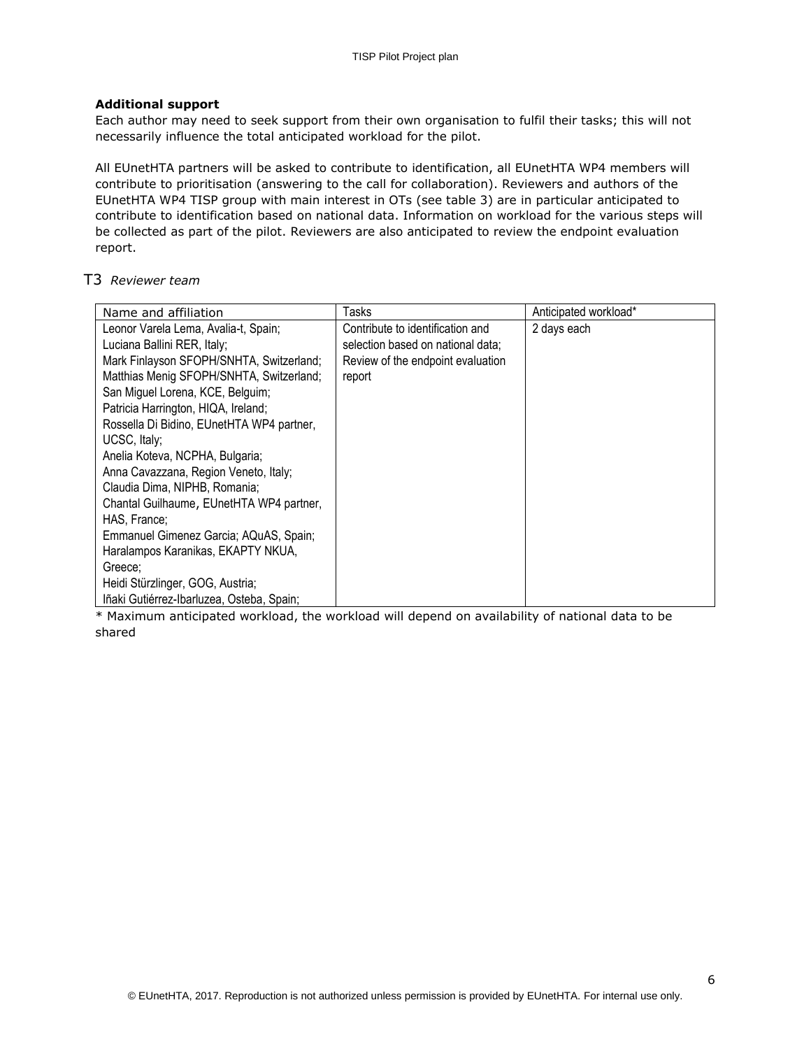**Additional support**

Each author may need to seek support from their own organisation to fulfil their tasks; this will not necessarily influence the total anticipated workload for the pilot.

All EUnetHTA partners will be asked to contribute to identification, all EUnetHTA WP4 members will contribute to prioritisation (answering to the call for collaboration). Reviewers and authors of the EUnetHTA WP4 TISP group with main interest in OTs (see table 3) are in particular anticipated to contribute to identification based on national data. Information on workload for the various steps will be collected as part of the pilot. Reviewers are also anticipated to review the endpoint evaluation report.

T3 *Reviewer team*

| Name and affiliation | Tasks | Anticipated workload* |
|---|---|---|
| Leonor Varela Lema, Avalia-t, Spain;<br>Luciana Ballini RER, Italy;<br>Mark Finlayson SFOPH/SNHTA, Switzerland;<br>Matthias Menig SFOPH/SNHTA, Switzerland;<br>San Miguel Lorena, KCE, Belguim;<br>Patricia Harrington, HIQA, Ireland;<br>Rossella Di Bidino, EUnetHTA WP4 partner, UCSC, Italy;<br>Anelia Koteva, NCPHA, Bulgaria;<br>Anna Cavazzana, Region Veneto, Italy;<br>Claudia Dima, NIPHB, Romania;<br>Chantal Guilhaume, EUnetHTA WP4 partner, HAS, France;<br>Emmanuel Gimenez Garcia; AQuAS, Spain;<br>Haralampos Karanikas, EKAPTY NKUA, Greece;<br>Heidi Stürzlinger, GOG, Austria;<br>Iñaki Gutiérrez-Ibarluzea, Osteba, Spain; | Contribute to identification and selection based on national data;<br>Review of the endpoint evaluation report | 2 days each |

* Maximum anticipated workload, the workload will depend on availability of national data to be shared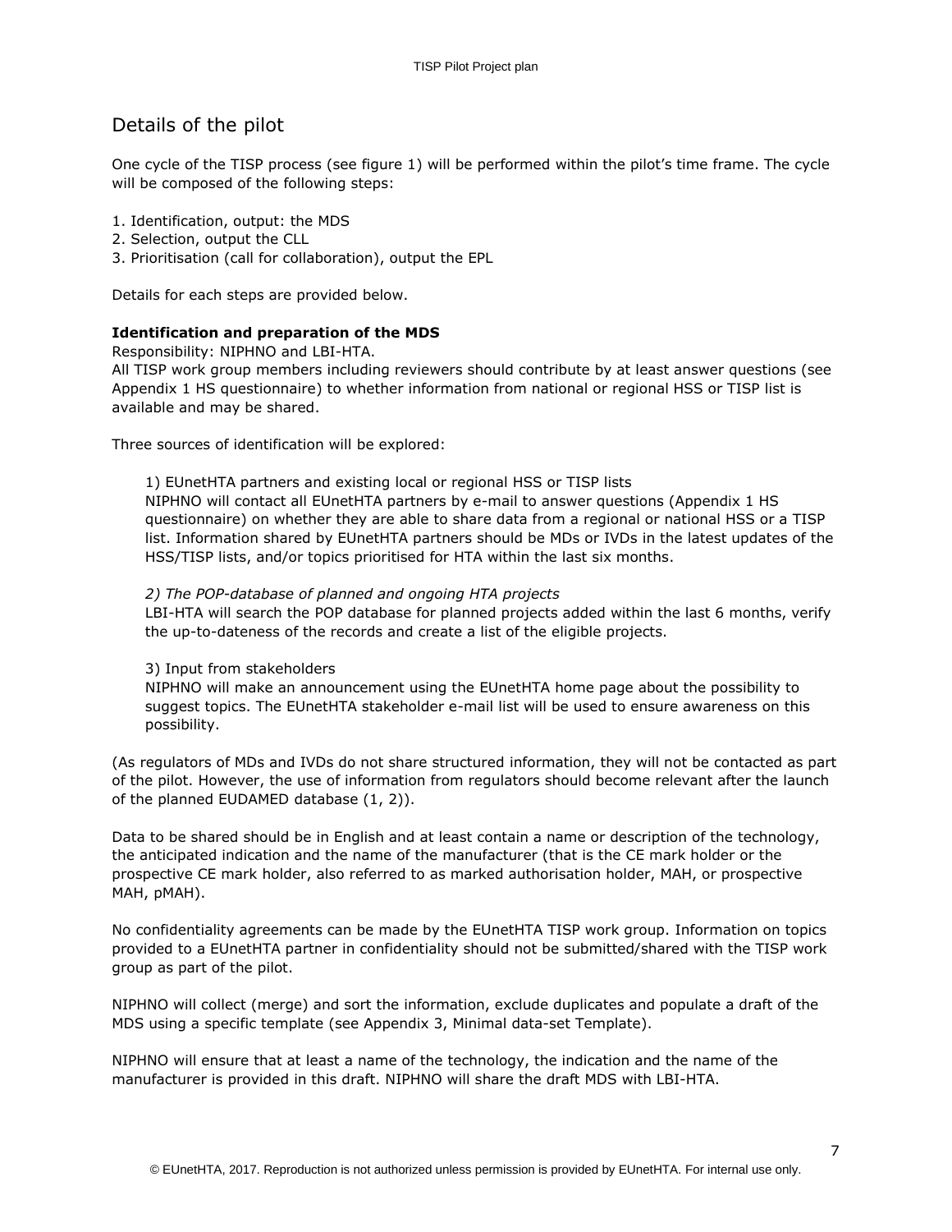## Details of the pilot

One cycle of the TISP process (see figure 1) will be performed within the pilot's time frame. The cycle will be composed of the following steps:

1. Identification, output: the MDS
2. Selection, output the CLL
3. Prioritisation (call for collaboration), output the EPL

Details for each steps are provided below.

**Identification and preparation of the MDS**

Responsibility: NIPHNO and LBI-HTA.

All TISP work group members including reviewers should contribute by at least answer questions (see Appendix 1 HS questionnaire) to whether information from national or regional HSS or TISP list is available and may be shared.

Three sources of identification will be explored:

> 1) EUnetHTA partners and existing local or regional HSS or TISP lists
> NIPHNO will contact all EUnetHTA partners by e-mail to answer questions (Appendix 1 HS questionnaire) on whether they are able to share data from a regional or national HSS or a TISP list. Information shared by EUnetHTA partners should be MDs or IVDs in the latest updates of the HSS/TISP lists, and/or topics prioritised for HTA within the last six months.
>
> *2) The POP-database of planned and ongoing HTA projects*
> LBI-HTA will search the POP database for planned projects added within the last 6 months, verify the up-to-dateness of the records and create a list of the eligible projects.
>
> 3) Input from stakeholders
> NIPHNO will make an announcement using the EUnetHTA home page about the possibility to suggest topics. The EUnetHTA stakeholder e-mail list will be used to ensure awareness on this possibility.

(As regulators of MDs and IVDs do not share structured information, they will not be contacted as part of the pilot. However, the use of information from regulators should become relevant after the launch of the planned EUDAMED database (1, 2)).

Data to be shared should be in English and at least contain a name or description of the technology, the anticipated indication and the name of the manufacturer (that is the CE mark holder or the prospective CE mark holder, also referred to as marked authorisation holder, MAH, or prospective MAH, pMAH).

No confidentiality agreements can be made by the EUnetHTA TISP work group. Information on topics provided to a EUnetHTA partner in confidentiality should not be submitted/shared with the TISP work group as part of the pilot.

NIPHNO will collect (merge) and sort the information, exclude duplicates and populate a draft of the MDS using a specific template (see Appendix 3, Minimal data-set Template).

NIPHNO will ensure that at least a name of the technology, the indication and the name of the manufacturer is provided in this draft. NIPHNO will share the draft MDS with LBI-HTA.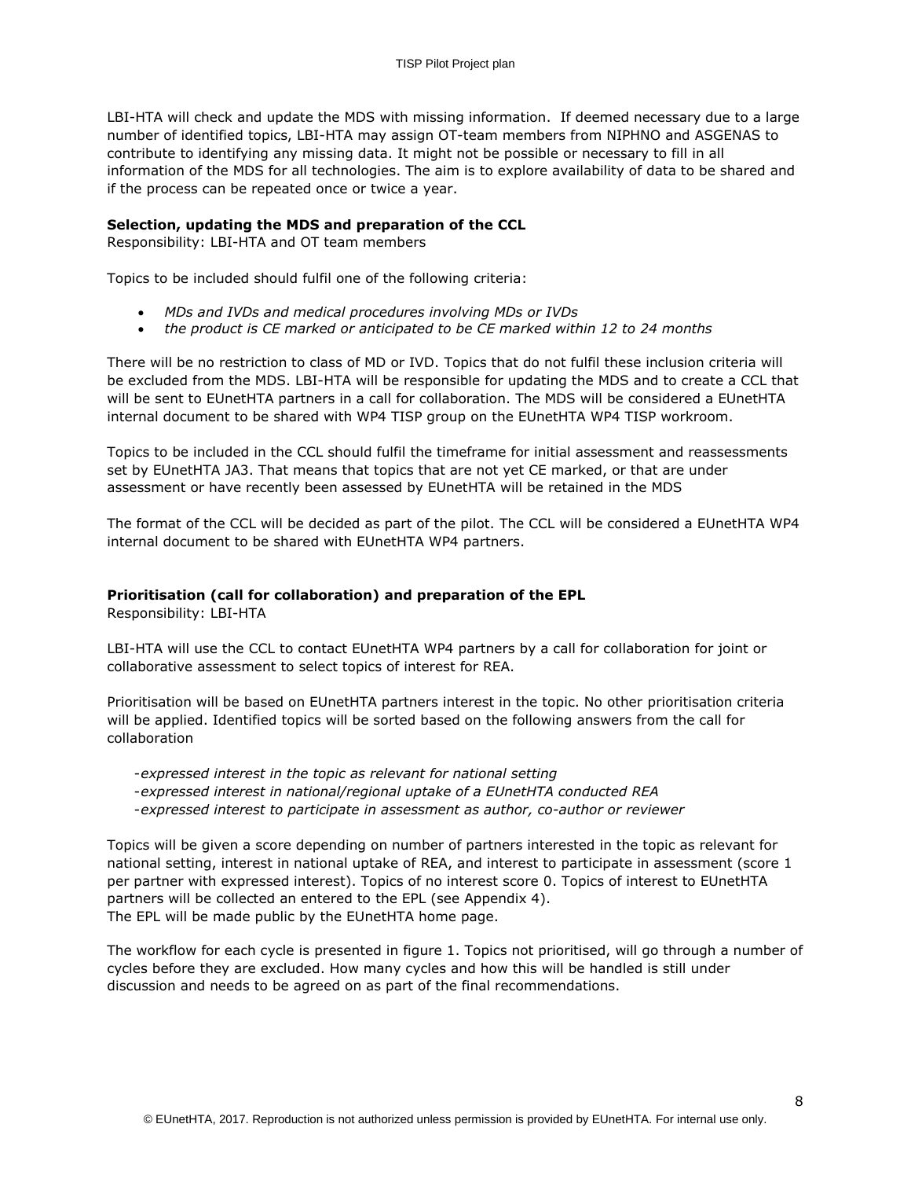LBI-HTA will check and update the MDS with missing information. If deemed necessary due to a large number of identified topics, LBI-HTA may assign OT-team members from NIPHNO and ASGENAS to contribute to identifying any missing data. It might not be possible or necessary to fill in all information of the MDS for all technologies. The aim is to explore availability of data to be shared and if the process can be repeated once or twice a year.

**Selection, updating the MDS and preparation of the CCL**
Responsibility: LBI-HTA and OT team members

Topics to be included should fulfil one of the following criteria:

- *MDs and IVDs and medical procedures involving MDs or IVDs*
- *the product is CE marked or anticipated to be CE marked within 12 to 24 months*

There will be no restriction to class of MD or IVD. Topics that do not fulfil these inclusion criteria will be excluded from the MDS. LBI-HTA will be responsible for updating the MDS and to create a CCL that will be sent to EUnetHTA partners in a call for collaboration. The MDS will be considered a EUnetHTA internal document to be shared with WP4 TISP group on the EUnetHTA WP4 TISP workroom.

Topics to be included in the CCL should fulfil the timeframe for initial assessment and reassessments set by EUnetHTA JA3. That means that topics that are not yet CE marked, or that are under assessment or have recently been assessed by EUnetHTA will be retained in the MDS

The format of the CCL will be decided as part of the pilot. The CCL will be considered a EUnetHTA WP4 internal document to be shared with EUnetHTA WP4 partners.

**Prioritisation (call for collaboration) and preparation of the EPL**
Responsibility: LBI-HTA

LBI-HTA will use the CCL to contact EUnetHTA WP4 partners by a call for collaboration for joint or collaborative assessment to select topics of interest for REA.

Prioritisation will be based on EUnetHTA partners interest in the topic. No other prioritisation criteria will be applied. Identified topics will be sorted based on the following answers from the call for collaboration

-*expressed interest in the topic as relevant for national setting*
-*expressed interest in national/regional uptake of a EUnetHTA conducted REA*
-*expressed interest to participate in assessment as author, co-author or reviewer*

Topics will be given a score depending on number of partners interested in the topic as relevant for national setting, interest in national uptake of REA, and interest to participate in assessment (score 1 per partner with expressed interest). Topics of no interest score 0. Topics of interest to EUnetHTA partners will be collected an entered to the EPL (see Appendix 4).
The EPL will be made public by the EUnetHTA home page.

The workflow for each cycle is presented in figure 1. Topics not prioritised, will go through a number of cycles before they are excluded. How many cycles and how this will be handled is still under discussion and needs to be agreed on as part of the final recommendations.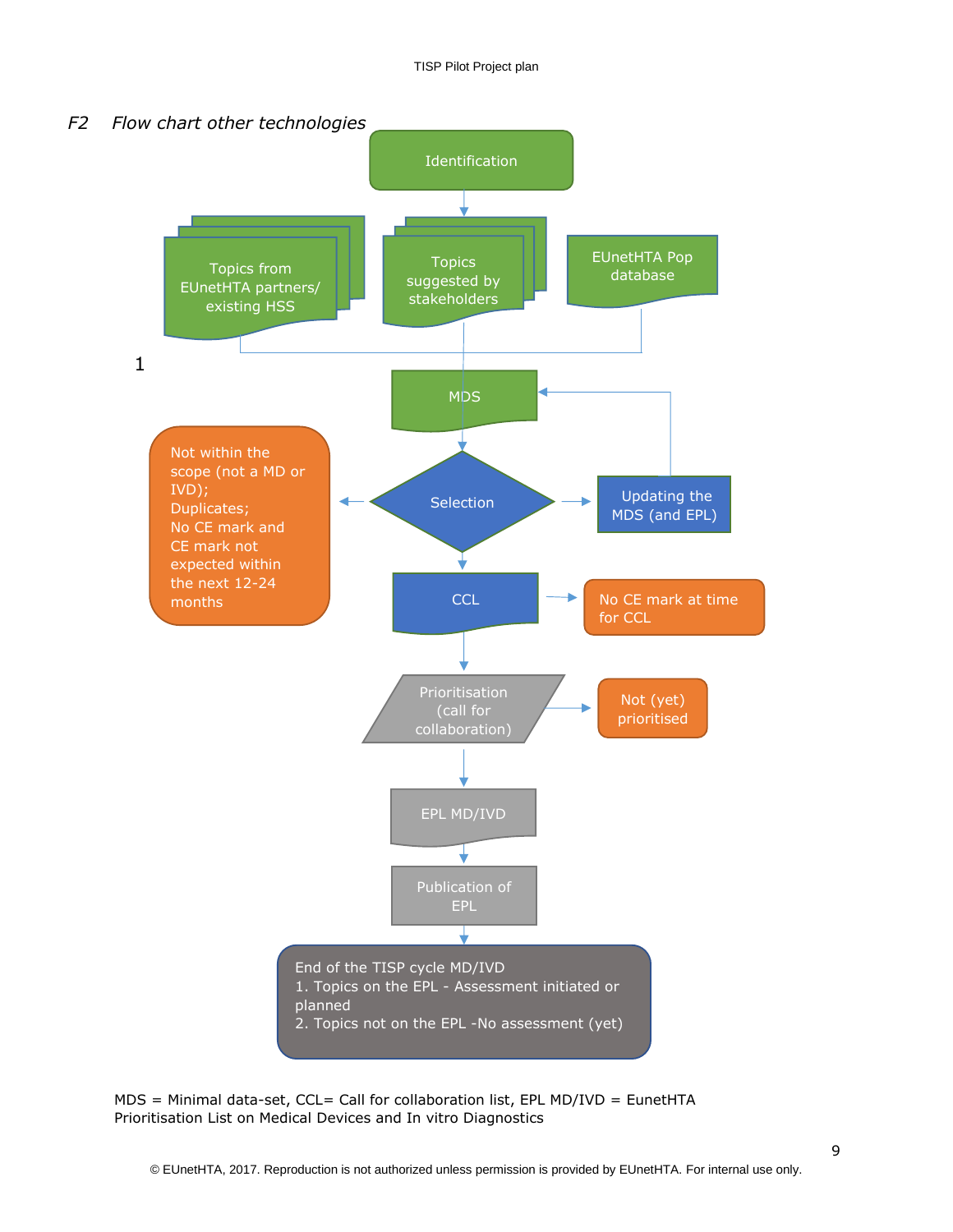*F2 Flow chart other technologies*

Identification

Topics from EUnetHTA partners/ existing HSS

Topics suggested by stakeholders

EUnetHTA Pop database

1

MDS

Not within the scope (not a MD or IVD);
Duplicates;
No CE mark and CE mark not expected within the next 12-24 months

Selection

Updating the MDS (and EPL)

CCL

No CE mark at time for CCL

Prioritisation (call for collaboration)

Not (yet) prioritised

EPL MD/IVD

Publication of EPL

End of the TISP cycle MD/IVD
1. Topics on the EPL - Assessment initiated or planned
2. Topics not on the EPL -No assessment (yet)

MDS = Minimal data-set, CCL= Call for collaboration list, EPL MD/IVD = EunetHTA Prioritisation List on Medical Devices and In vitro Diagnostics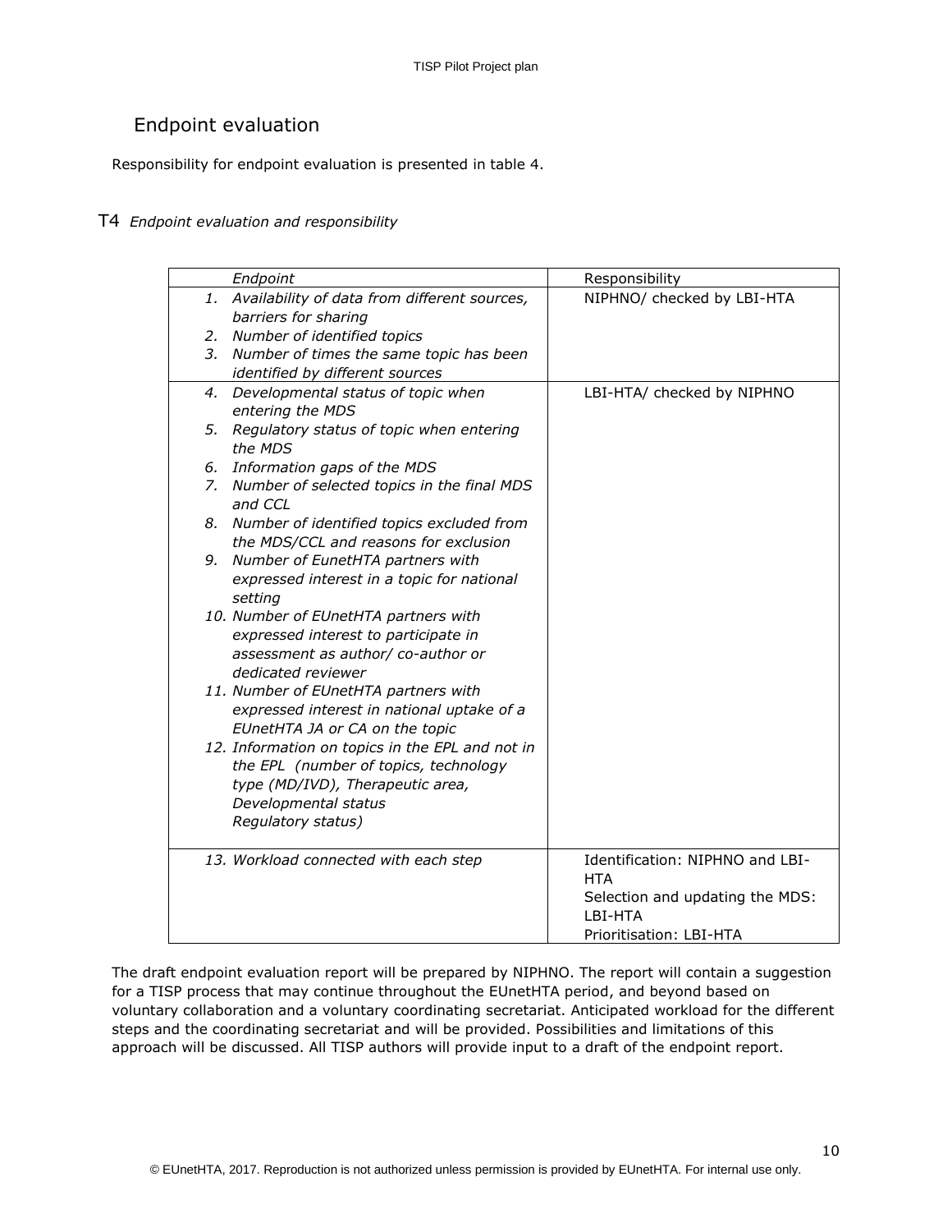## Endpoint evaluation

Responsibility for endpoint evaluation is presented in table 4.

T4 *Endpoint evaluation and responsibility*

| *Endpoint* | Responsibility |
|---|---|
| 1. *Availability of data from different sources, barriers for sharing*<br>2. *Number of identified topics*<br>3. *Number of times the same topic has been identified by different sources* | NIPHNO/ checked by LBI-HTA |
| 4. *Developmental status of topic when entering the MDS*<br>5. *Regulatory status of topic when entering the MDS*<br>6. *Information gaps of the MDS*<br>7. *Number of selected topics in the final MDS and CCL*<br>8. *Number of identified topics excluded from the MDS/CCL and reasons for exclusion*<br>9. *Number of EunetHTA partners with expressed interest in a topic for national setting*<br>10. *Number of EUnetHTA partners with expressed interest to participate in assessment as author/ co-author or dedicated reviewer*<br>11. *Number of EUnetHTA partners with expressed interest in national uptake of a EUnetHTA JA or CA on the topic*<br>12. *Information on topics in the EPL and not in the EPL (number of topics, technology type (MD/IVD), Therapeutic area, Developmental status Regulatory status)* | LBI-HTA/ checked by NIPHNO |
| 13. *Workload connected with each step* | Identification: NIPHNO and LBI-HTA<br>Selection and updating the MDS: LBI-HTA<br>Prioritisation: LBI-HTA |

The draft endpoint evaluation report will be prepared by NIPHNO. The report will contain a suggestion for a TISP process that may continue throughout the EUnetHTA period, and beyond based on voluntary collaboration and a voluntary coordinating secretariat. Anticipated workload for the different steps and the coordinating secretariat and will be provided. Possibilities and limitations of this approach will be discussed. All TISP authors will provide input to a draft of the endpoint report.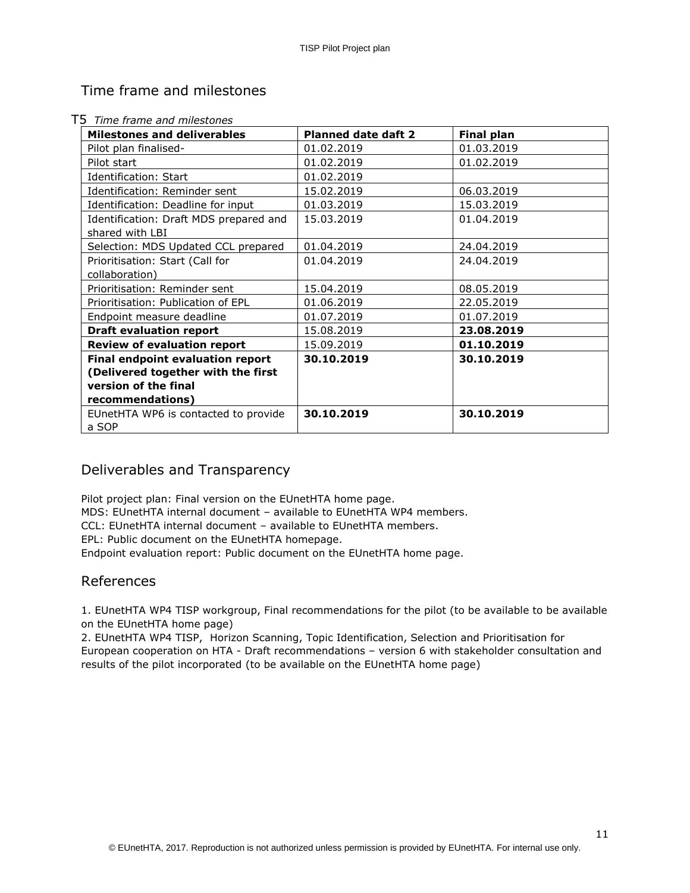## Time frame and milestones

T5 *Time frame and milestones*

| **Milestones and deliverables** | **Planned date daft 2** | **Final plan** |
|---|---|---|
| Pilot plan finalised- | 01.02.2019 | 01.03.2019 |
| Pilot start | 01.02.2019 | 01.02.2019 |
| Identification: Start | 01.02.2019 | |
| Identification: Reminder sent | 15.02.2019 | 06.03.2019 |
| Identification: Deadline for input | 01.03.2019 | 15.03.2019 |
| Identification: Draft MDS prepared and shared with LBI | 15.03.2019 | 01.04.2019 |
| Selection: MDS Updated CCL prepared | 01.04.2019 | 24.04.2019 |
| Prioritisation: Start (Call for collaboration) | 01.04.2019 | 24.04.2019 |
| Prioritisation: Reminder sent | 15.04.2019 | 08.05.2019 |
| Prioritisation: Publication of EPL | 01.06.2019 | 22.05.2019 |
| Endpoint measure deadline | 01.07.2019 | 01.07.2019 |
| **Draft evaluation report** | 15.08.2019 | **23.08.2019** |
| **Review of evaluation report** | 15.09.2019 | **01.10.2019** |
| **Final endpoint evaluation report (Delivered together with the first version of the final recommendations)** | **30.10.2019** | **30.10.2019** |
| EUnetHTA WP6 is contacted to provide a SOP | **30.10.2019** | **30.10.2019** |

## Deliverables and Transparency

Pilot project plan: Final version on the EUnetHTA home page.
MDS: EUnetHTA internal document – available to EUnetHTA WP4 members.
CCL: EUnetHTA internal document – available to EUnetHTA members.
EPL: Public document on the EUnetHTA homepage.
Endpoint evaluation report: Public document on the EUnetHTA home page.

## References

1. EUnetHTA WP4 TISP workgroup, Final recommendations for the pilot (to be available to be available on the EUnetHTA home page)
2. EUnetHTA WP4 TISP, Horizon Scanning, Topic Identification, Selection and Prioritisation for European cooperation on HTA - Draft recommendations – version 6 with stakeholder consultation and results of the pilot incorporated (to be available on the EUnetHTA home page)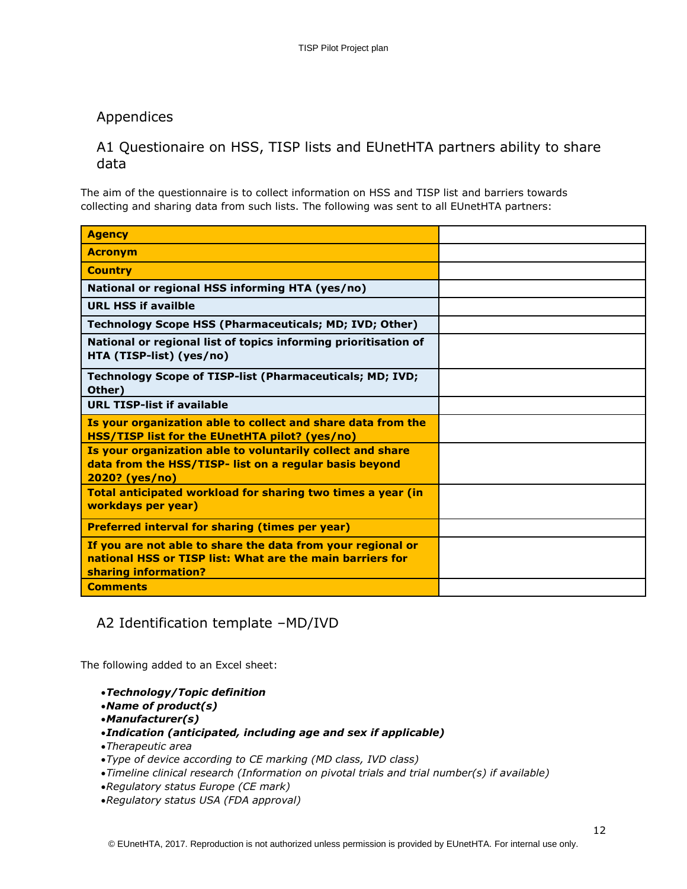# Appendices

## A1 Questionaire on HSS, TISP lists and EUnetHTA partners ability to share data

The aim of the questionnaire is to collect information on HSS and TISP list and barriers towards collecting and sharing data from such lists. The following was sent to all EUnetHTA partners:

| | |
|---|---|
| **Agency** | |
| **Acronym** | |
| **Country** | |
| **National or regional HSS informing HTA (yes/no)** | |
| **URL HSS if availble** | |
| **Technology Scope HSS (Pharmaceuticals; MD; IVD; Other)** | |
| **National or regional list of topics informing prioritisation of HTA (TISP-list) (yes/no)** | |
| **Technology Scope of TISP-list (Pharmaceuticals; MD; IVD; Other)** | |
| **URL TISP-list if available** | |
| **Is your organization able to collect and share data from the HSS/TISP list for the EUnetHTA pilot? (yes/no)** | |
| **Is your organization able to voluntarily collect and share data from the HSS/TISP- list on a regular basis beyond 2020? (yes/no)** | |
| **Total anticipated workload for sharing two times a year (in workdays per year)** | |
| **Preferred interval for sharing (times per year)** | |
| **If you are not able to share the data from your regional or national HSS or TISP list: What are the main barriers for sharing information?** | |
| **Comments** | |

## A2 Identification template –MD/IVD

The following added to an Excel sheet:

- ***Technology/Topic definition***
- ***Name of product(s)***
- ***Manufacturer(s)***
- ***Indication (anticipated, including age and sex if applicable)***
- *Therapeutic area*
- *Type of device according to CE marking (MD class, IVD class)*
- *Timeline clinical research (Information on pivotal trials and trial number(s) if available)*
- *Regulatory status Europe (CE mark)*
- *Regulatory status USA (FDA approval)*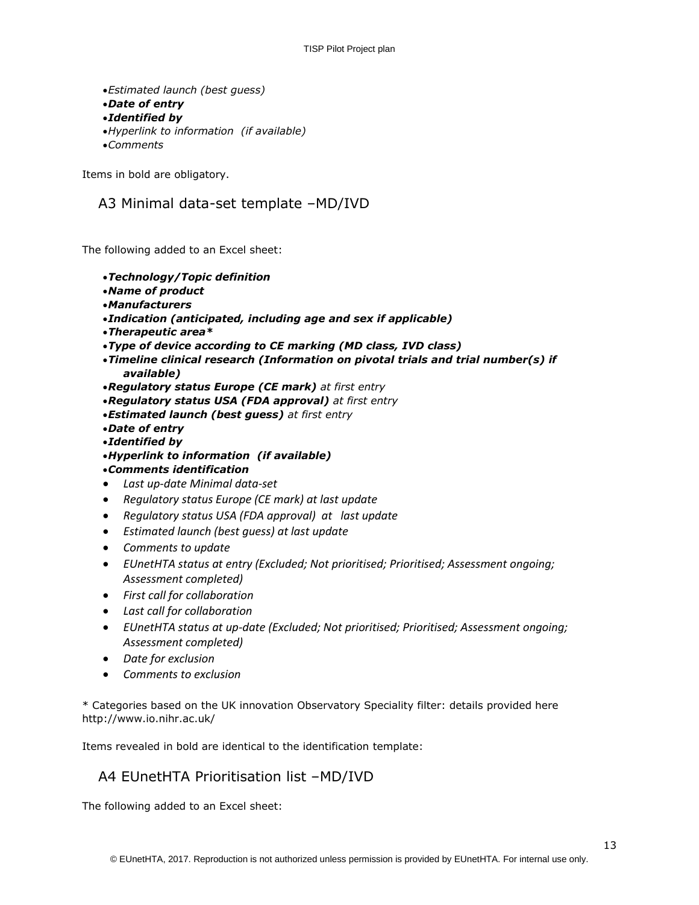- *Estimated launch (best guess)*
- ***Date of entry***
- ***Identified by***
- *Hyperlink to information (if available)*
- *Comments*

Items in bold are obligatory.

## A3 Minimal data-set template –MD/IVD

The following added to an Excel sheet:

- ***Technology/Topic definition***
- ***Name of product***
- ***Manufacturers***
- ***Indication (anticipated, including age and sex if applicable)***
- ***Therapeutic area****
- ***Type of device according to CE marking (MD class, IVD class)***
- ***Timeline clinical research (Information on pivotal trials and trial number(s) if available)***
- ***Regulatory status Europe (CE mark)*** *at first entry*
- ***Regulatory status USA (FDA approval)*** *at first entry*
- ***Estimated launch (best guess)*** *at first entry*
- ***Date of entry***
- ***Identified by***
- ***Hyperlink to information (if available)***
- ***Comments identification***
- *Last up-date Minimal data-set*
- *Regulatory status Europe (CE mark) at last update*
- *Regulatory status USA (FDA approval) at last update*
- *Estimated launch (best guess) at last update*
- *Comments to update*
- *EUnetHTA status at entry (Excluded; Not prioritised; Prioritised; Assessment ongoing; Assessment completed)*
- *First call for collaboration*
- *Last call for collaboration*
- *EUnetHTA status at up-date (Excluded; Not prioritised; Prioritised; Assessment ongoing; Assessment completed)*
- *Date for exclusion*
- *Comments to exclusion*

* Categories based on the UK innovation Observatory Speciality filter: details provided here http://www.io.nihr.ac.uk/

Items revealed in bold are identical to the identification template:

## A4 EUnetHTA Prioritisation list –MD/IVD

The following added to an Excel sheet: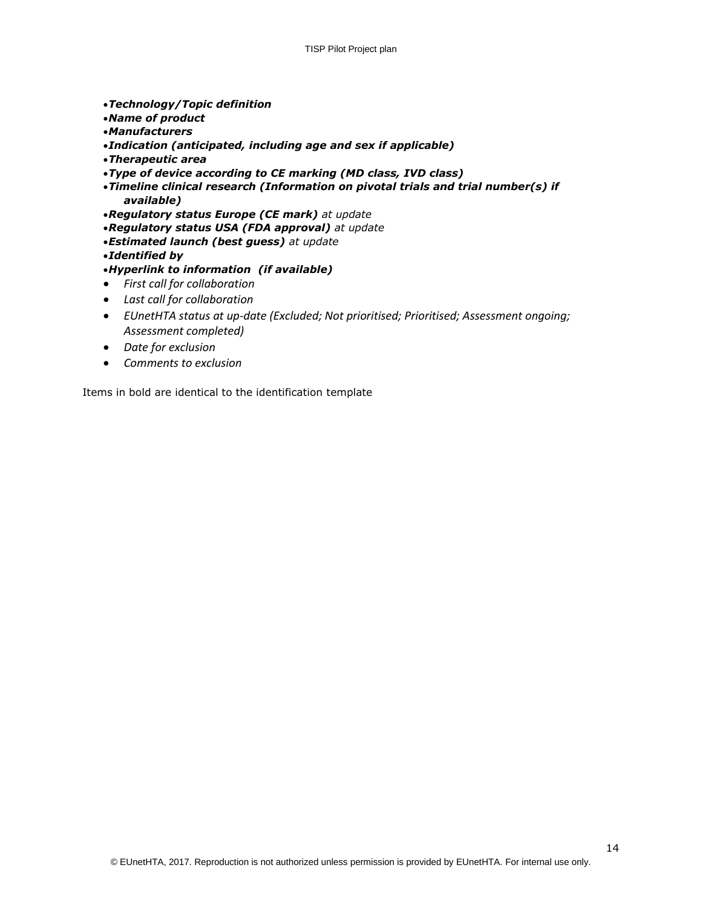- ***Technology/Topic definition***
- ***Name of product***
- ***Manufacturers***
- ***Indication (anticipated, including age and sex if applicable)***
- ***Therapeutic area***
- ***Type of device according to CE marking (MD class, IVD class)***
- ***Timeline clinical research (Information on pivotal trials and trial number(s) if available)***
- ***Regulatory status Europe (CE mark)*** *at update*
- ***Regulatory status USA (FDA approval)*** *at update*
- ***Estimated launch (best guess)*** *at update*
- ***Identified by***
- ***Hyperlink to information (if available)***
- *First call for collaboration*
- *Last call for collaboration*
- *EUnetHTA status at up-date (Excluded; Not prioritised; Prioritised; Assessment ongoing; Assessment completed)*
- *Date for exclusion*
- *Comments to exclusion*

Items in bold are identical to the identification template